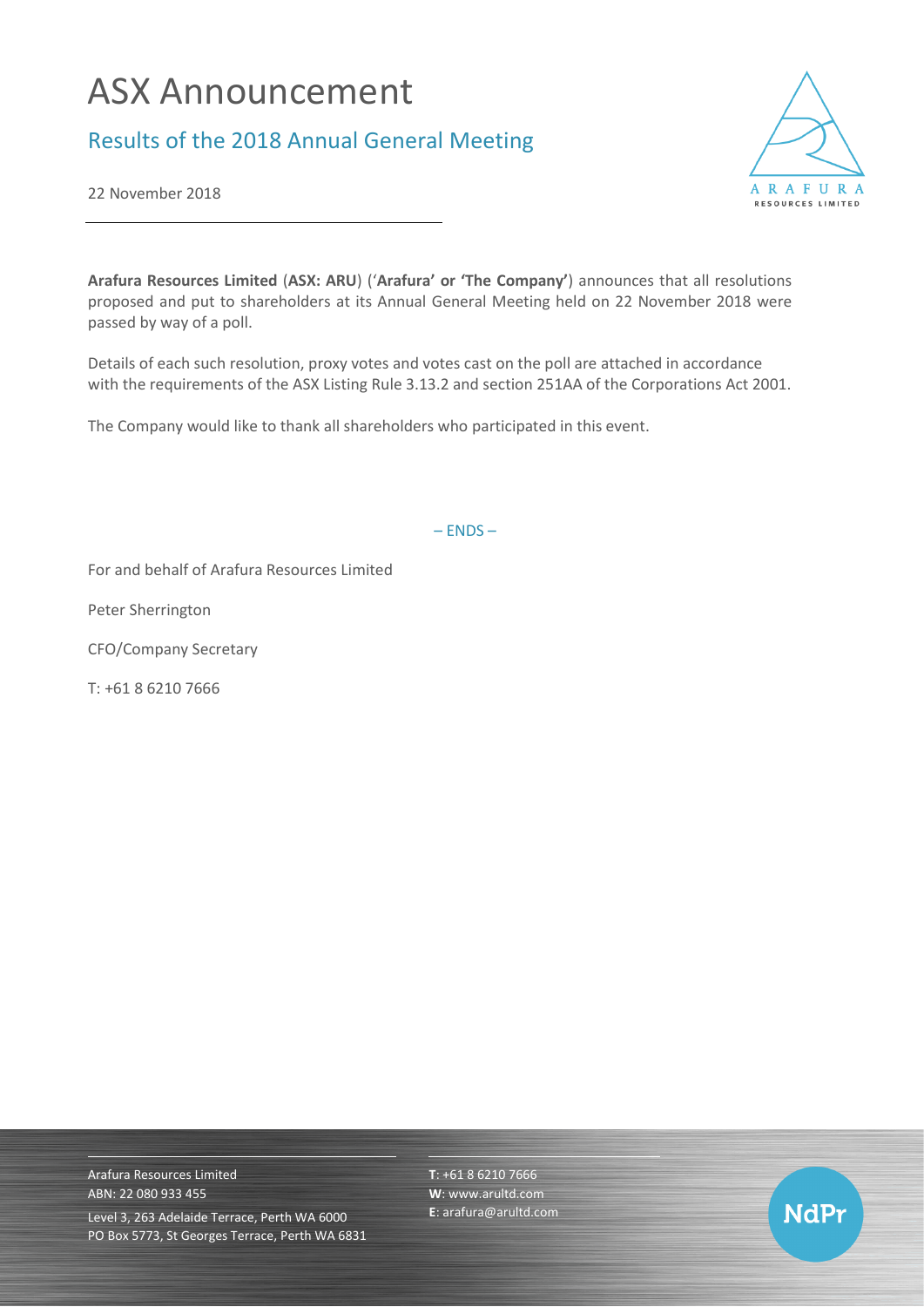# ASX Announcement

## Results of the 2018 Annual General Meeting

22 November 2018

**Arafura Resources Limited** (**ASX: ARU**) ('**Arafura' or 'The Company'**) announces that all resolutions proposed and put to shareholders at its Annual General Meeting held on 22 November 2018 were passed by way of a poll.

Details of each such resolution, proxy votes and votes cast on the poll are attached in accordance with the requirements of the ASX Listing Rule 3.13.2 and section 251AA of the Corporations Act 2001.

The Company would like to thank all shareholders who participated in this event.

– ENDS –

For and behalf of Arafura Resources Limited

Peter Sherrington

CFO/Company Secretary

T: +61 8 6210 7666

Arafura Resources Limited
ABN: 22 080 933 455

Level 3, 263 Adelaide Terrace, Perth WA 6000
PO Box 5773, St Georges Terrace, Perth WA 6831

**T**: +61 8 6210 7666
**W**: www.arultd.com
**E**: arafura@arultd.com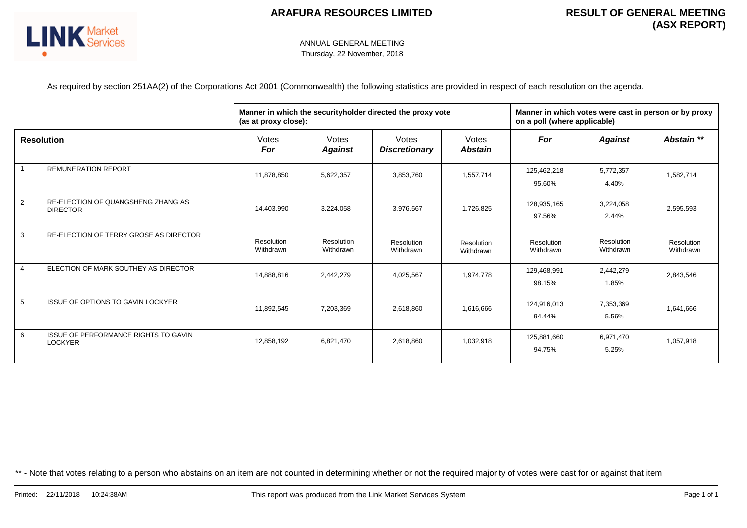# ARAFURA RESOURCES LIMITED

# RESULT OF GENERAL MEETING (ASX REPORT)

ANNUAL GENERAL MEETING
Thursday, 22 November, 2018

As required by section 251AA(2) of the Corporations Act 2001 (Commonwealth) the following statistics are provided in respect of each resolution on the agenda.

| | | Manner in which the securityholder directed the proxy vote (as at proxy close): | | | | Manner in which votes were cast in person or by proxy on a poll (where applicable) | | |
|---|---|---|---|---|---|---|---|---|
| **Resolution** | | Votes *For* | Votes *Against* | Votes *Discretionary* | Votes *Abstain* | ***For*** | ***Against*** | ***Abstain \*\**** |
| 1 | REMUNERATION REPORT | 11,878,850 | 5,622,357 | 3,853,760 | 1,557,714 | 125,462,218 95.60% | 5,772,357 4.40% | 1,582,714 |
| 2 | RE-ELECTION OF QUANGSHENG ZHANG AS DIRECTOR | 14,403,990 | 3,224,058 | 3,976,567 | 1,726,825 | 128,935,165 97.56% | 3,224,058 2.44% | 2,595,593 |
| 3 | RE-ELECTION OF TERRY GROSE AS DIRECTOR | Resolution Withdrawn | Resolution Withdrawn | Resolution Withdrawn | Resolution Withdrawn | Resolution Withdrawn | Resolution Withdrawn | Resolution Withdrawn |
| 4 | ELECTION OF MARK SOUTHEY AS DIRECTOR | 14,888,816 | 2,442,279 | 4,025,567 | 1,974,778 | 129,468,991 98.15% | 2,442,279 1.85% | 2,843,546 |
| 5 | ISSUE OF OPTIONS TO GAVIN LOCKYER | 11,892,545 | 7,203,369 | 2,618,860 | 1,616,666 | 124,916,013 94.44% | 7,353,369 5.56% | 1,641,666 |
| 6 | ISSUE OF PERFORMANCE RIGHTS TO GAVIN LOCKYER | 12,858,192 | 6,821,470 | 2,618,860 | 1,032,918 | 125,881,660 94.75% | 6,971,470 5.25% | 1,057,918 |

** - Note that votes relating to a person who abstains on an item are not counted in determining whether or not the required majority of votes were cast for or against that item

Printed: 22/11/2018 10:24:38AM

This report was produced from the Link Market Services System